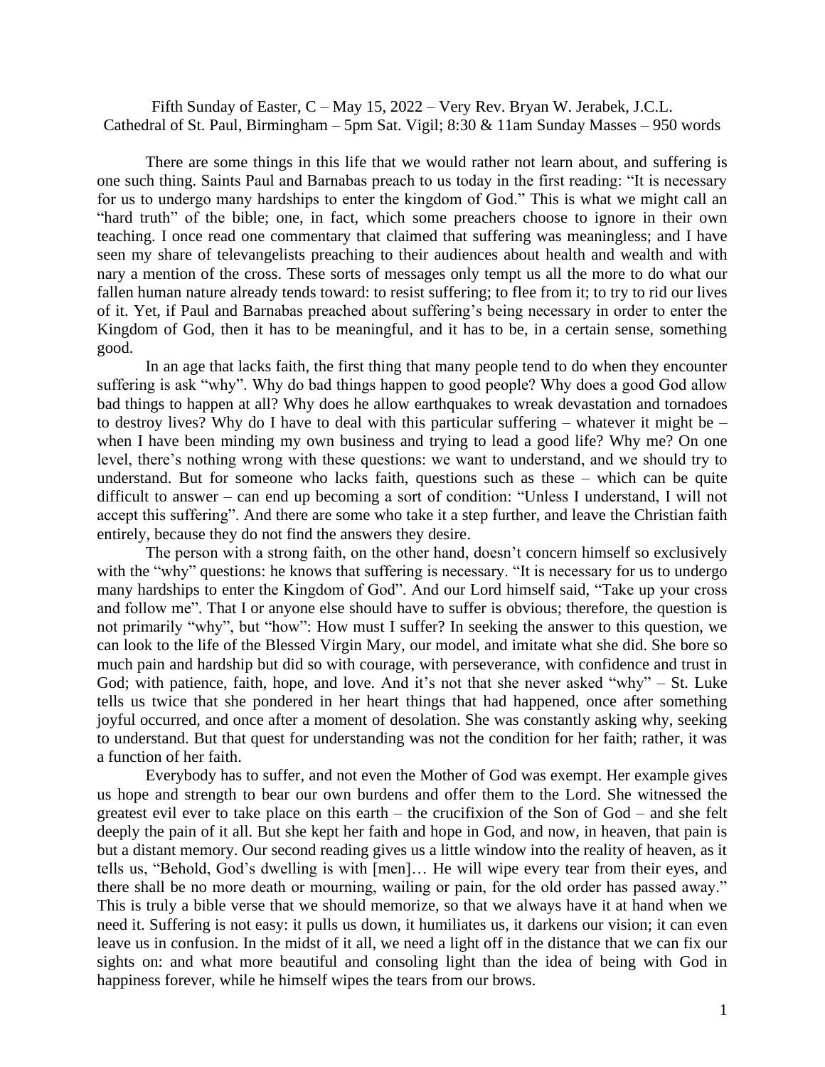Fifth Sunday of Easter, C – May 15, 2022 – Very Rev. Bryan W. Jerabek, J.C.L.
Cathedral of St. Paul, Birmingham – 5pm Sat. Vigil; 8:30 & 11am Sunday Masses – 950 words

There are some things in this life that we would rather not learn about, and suffering is one such thing. Saints Paul and Barnabas preach to us today in the first reading: "It is necessary for us to undergo many hardships to enter the kingdom of God." This is what we might call an "hard truth" of the bible; one, in fact, which some preachers choose to ignore in their own teaching. I once read one commentary that claimed that suffering was meaningless; and I have seen my share of televangelists preaching to their audiences about health and wealth and with nary a mention of the cross. These sorts of messages only tempt us all the more to do what our fallen human nature already tends toward: to resist suffering; to flee from it; to try to rid our lives of it. Yet, if Paul and Barnabas preached about suffering's being necessary in order to enter the Kingdom of God, then it has to be meaningful, and it has to be, in a certain sense, something good.

In an age that lacks faith, the first thing that many people tend to do when they encounter suffering is ask "why". Why do bad things happen to good people? Why does a good God allow bad things to happen at all? Why does he allow earthquakes to wreak devastation and tornadoes to destroy lives? Why do I have to deal with this particular suffering – whatever it might be – when I have been minding my own business and trying to lead a good life? Why me? On one level, there's nothing wrong with these questions: we want to understand, and we should try to understand. But for someone who lacks faith, questions such as these – which can be quite difficult to answer – can end up becoming a sort of condition: "Unless I understand, I will not accept this suffering". And there are some who take it a step further, and leave the Christian faith entirely, because they do not find the answers they desire.

The person with a strong faith, on the other hand, doesn't concern himself so exclusively with the "why" questions: he knows that suffering is necessary. "It is necessary for us to undergo many hardships to enter the Kingdom of God". And our Lord himself said, "Take up your cross and follow me". That I or anyone else should have to suffer is obvious; therefore, the question is not primarily "why", but "how": How must I suffer? In seeking the answer to this question, we can look to the life of the Blessed Virgin Mary, our model, and imitate what she did. She bore so much pain and hardship but did so with courage, with perseverance, with confidence and trust in God; with patience, faith, hope, and love. And it's not that she never asked "why" – St. Luke tells us twice that she pondered in her heart things that had happened, once after something joyful occurred, and once after a moment of desolation. She was constantly asking why, seeking to understand. But that quest for understanding was not the condition for her faith; rather, it was a function of her faith.

Everybody has to suffer, and not even the Mother of God was exempt. Her example gives us hope and strength to bear our own burdens and offer them to the Lord. She witnessed the greatest evil ever to take place on this earth – the crucifixion of the Son of God – and she felt deeply the pain of it all. But she kept her faith and hope in God, and now, in heaven, that pain is but a distant memory. Our second reading gives us a little window into the reality of heaven, as it tells us, "Behold, God's dwelling is with [men]… He will wipe every tear from their eyes, and there shall be no more death or mourning, wailing or pain, for the old order has passed away." This is truly a bible verse that we should memorize, so that we always have it at hand when we need it. Suffering is not easy: it pulls us down, it humiliates us, it darkens our vision; it can even leave us in confusion. In the midst of it all, we need a light off in the distance that we can fix our sights on: and what more beautiful and consoling light than the idea of being with God in happiness forever, while he himself wipes the tears from our brows.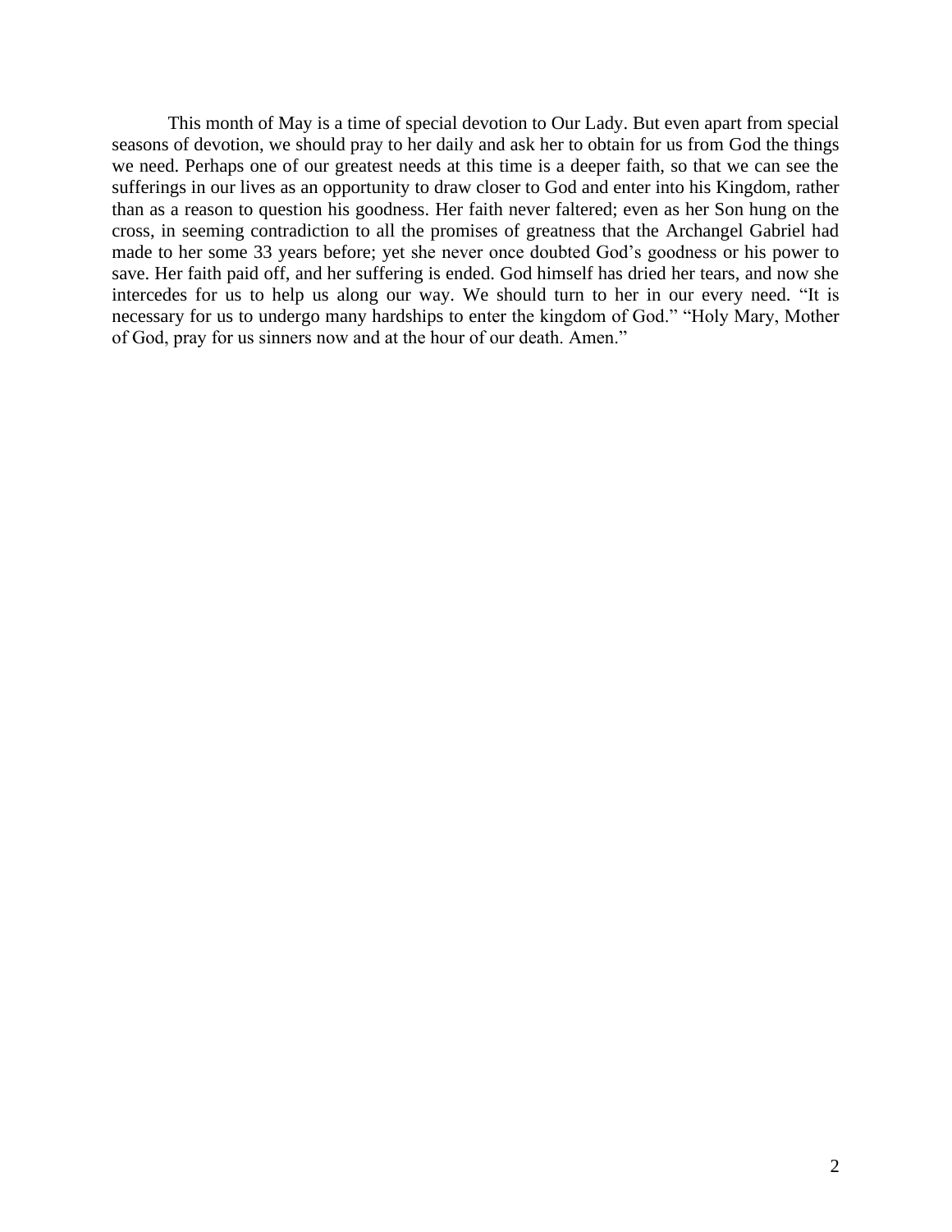This month of May is a time of special devotion to Our Lady. But even apart from special seasons of devotion, we should pray to her daily and ask her to obtain for us from God the things we need. Perhaps one of our greatest needs at this time is a deeper faith, so that we can see the sufferings in our lives as an opportunity to draw closer to God and enter into his Kingdom, rather than as a reason to question his goodness. Her faith never faltered; even as her Son hung on the cross, in seeming contradiction to all the promises of greatness that the Archangel Gabriel had made to her some 33 years before; yet she never once doubted God's goodness or his power to save. Her faith paid off, and her suffering is ended. God himself has dried her tears, and now she intercedes for us to help us along our way. We should turn to her in our every need. "It is necessary for us to undergo many hardships to enter the kingdom of God." "Holy Mary, Mother of God, pray for us sinners now and at the hour of our death. Amen."